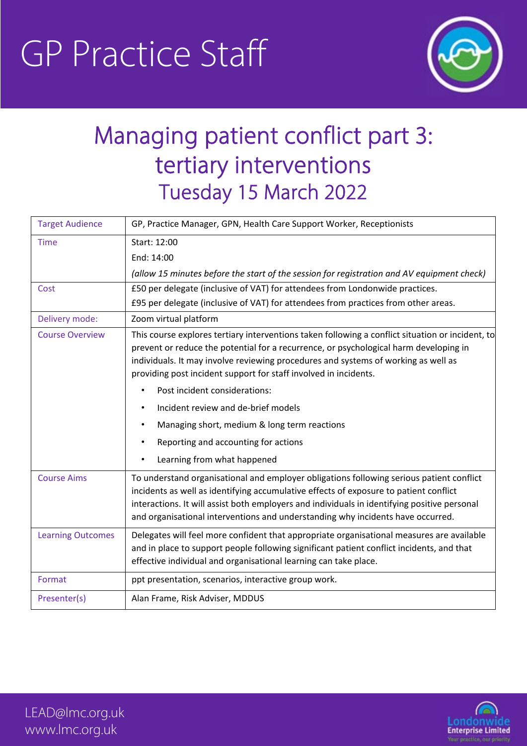# GP Practice Staff

## Managing patient conflict part 3: tertiary interventions

## Tuesday 15 March 2022

| | |
|---|---|
| Target Audience | GP, Practice Manager, GPN, Health Care Support Worker, Receptionists |
| Time | Start: 12:00<br>End: 14:00<br>*(allow 15 minutes before the start of the session for registration and AV equipment check)* |
| Cost | £50 per delegate (inclusive of VAT) for attendees from Londonwide practices.<br>£95 per delegate (inclusive of VAT) for attendees from practices from other areas. |
| Delivery mode: | Zoom virtual platform |
| Course Overview | This course explores tertiary interventions taken following a conflict situation or incident, to prevent or reduce the potential for a recurrence, or psychological harm developing in individuals. It may involve reviewing procedures and systems of working as well as providing post incident support for staff involved in incidents.<br>• Post incident considerations:<br>• Incident review and de-brief models<br>• Managing short, medium & long term reactions<br>• Reporting and accounting for actions<br>• Learning from what happened |
| Course Aims | To understand organisational and employer obligations following serious patient conflict incidents as well as identifying accumulative effects of exposure to patient conflict interactions. It will assist both employers and individuals in identifying positive personal and organisational interventions and understanding why incidents have occurred. |
| Learning Outcomes | Delegates will feel more confident that appropriate organisational measures are available and in place to support people following significant patient conflict incidents, and that effective individual and organisational learning can take place. |
| Format | ppt presentation, scenarios, interactive group work. |
| Presenter(s) | Alan Frame, Risk Adviser, MDDUS |

LEAD@lmc.org.uk
www.lmc.org.uk

Londonwide Enterprise Limited
Your practice, our priority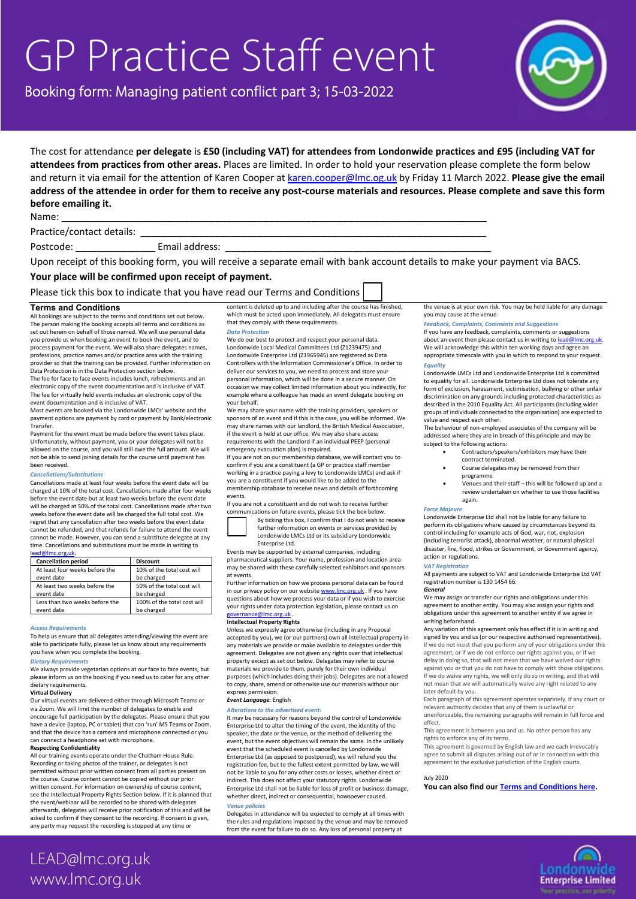# GP Practice Staff event

## Booking form: Managing patient conflict part 3; 15-03-2022

The cost for attendance **per delegate** is **£50 (including VAT) for attendees from Londonwide practices and £95 (including VAT for attendees from practices from other areas.** Places are limited. In order to hold your reservation please complete the form below and return it via email for the attention of Karen Cooper at karen.cooper@lmc.og.uk by Friday 11 March 2022. **Please give the email address of the attendee in order for them to receive any post-course materials and resources. Please complete and save this form before emailing it.**

Name: ___________________________________________________________________________

Practice/contact details: _______________________________________________________________

Postcode: ______________ Email address: ____________________________________________

Upon receipt of this booking form, you will receive a separate email with bank account details to make your payment via BACS.

**Your place will be confirmed upon receipt of payment.**

Please tick this box to indicate that you have read our Terms and Conditions ☐

### Terms and Conditions

All bookings are subject to the terms and conditions set out below. The person making the booking accepts all terms and conditions as set out herein on behalf of those named. We will use personal data you provide us when booking an event to book the event, and to process payment for the event. We will also share delegates name, professions, practice names and/or practice area with the training provider so that the training can be provided. Further information on Data Protection is in the Data Protection section below.

The fee for face to face events includes lunch, refreshments and an electronic copy of the event documentation and is inclusive of VAT. The fee for virtually held events includes an electronic copy of the event documentation and is inclusive of VAT.

Most events are booked via the Londonwide LMCs' website and the payment options are payment by card or payment by Bank/electronic Transfer.

Payment for the event must be made before the event takes place. Unfortunately, without payment, you or your delegates will not be allowed on the course, and you will still owe the full amount. We will not be able to send joining details for the course until payment has been received.

*Cancellations/Substitutions*

Cancellations made at least four weeks before the event date will be charged at 10% of the total cost. Cancellations made after four weeks before the event date but at least two weeks before the event date will be charged at 50% of the total cost. Cancellations made after two weeks before the event date will be charged the full total cost. We regret that any cancellation after two weeks before the event date cannot be refunded, and that refunds for failure to attend the event cannot be made. However, you can send a substitute delegate at any time. Cancellations and substitutions must be made in writing to lead@lmc.org.uk.

| Cancellation period | Discount |
|---|---|
| At least four weeks before the event date | 10% of the total cost will be charged |
| At least two weeks before the event date | 50% of the total cost will be charged |
| Less than two weeks before the event date | 100% of the total cost will be charged |

*Access Requirements*

To help us ensure that all delegates attending/viewing the event are able to participate fully, please let us know about any requirements you have when you complete the booking.

*Dietary Requirements*

We always provide vegetarian options at our face to face events, but please inform us on the booking if you need us to cater for any other dietary requirements.

**Virtual Delivery**

Our virtual events are delivered either through Microsoft Teams or via Zoom. We will limit the number of delegates to enable and encourage full participation by the delegates. Please ensure that you have a device (laptop, PC or tablet) that can 'run' MS Teams or Zoom, and that the device has a camera and microphone connected or you can connect a headphone set with microphone.

**Respecting Confidentiality**

All our training events operate under the Chatham House Rule. Recording or taking photos of the trainer, or delegates is not permitted without prior written consent from all parties present on the course. Course content cannot be copied without our prior written consent. For information on ownership of course content, see the Intellectual Property Rights Section below. If it is planned that the event/webinar will be recorded to be shared with delegates afterwards, delegates will receive prior notification of this and will be asked to confirm if they consent to the recording. If consent is given, any party may request the recording is stopped at any time or content is deleted up to and including after the course has finished, which must be acted upon immediately. All delegates must ensure that they comply with these requirements.

*Data Protection*

We do our best to protect and respect your personal data. Londonwide Local Medical Committees Ltd (Z1239475) and Londonwide Enterprise Ltd (Z1965945) are registered as Data Controllers with the Information Commissioner's Office. In order to deliver our services to you, we need to process and store your personal information, which will be done in a secure manner. On occasion we may collect limited information about you indirectly, for example where a colleague has made an event delegate booking on your behalf.

We may share your name with the training providers, speakers or sponsors of an event and if this is the case, you will be informed. We may share names with our landlord, the British Medical Association, if the event is held at our office. We may also share access requirements with the Landlord if an individual PEEP (personal emergency evacuation plan) is required.

If you are not on our membership database, we will contact you to confirm if you are a constituent (a GP or practice staff member working in a practice paying a levy to Londonwide LMCs) and ask if you are a constituent if you would like to be added to the membership database to receive news and details of forthcoming events.

If you are not a constituent and do not wish to receive further communications on future events, please tick the box below.

☐ By ticking this box, I confirm that I do not wish to receive further information on events or services provided by Londonwide LMCs Ltd or its subsidiary Londonwide Enterprise Ltd.

Events may be supported by external companies, including pharmaceutical suppliers. Your name, profession and location area may be shared with these carefully selected exhibitors and sponsors at events.

Further information on how we process personal data can be found in our privacy policy on our website www.lmc.org.uk . If you have questions about how we process your data or if you wish to exercise your rights under data protection legislation, please contact us on governance@lmc.org.uk .

**Intellectual Property Rights**

Unless we expressly agree otherwise (including in any Proposal accepted by you), we (or our partners) own all intellectual property in any materials we provide or make available to delegates under this agreement. Delegates are not given any rights over that intellectual property except as set out below. Delegates may refer to course materials we provide to them, purely for their own individual purposes (which includes doing their jobs). Delegates are not allowed to copy, share, amend or otherwise use our materials without our express permission.

*Event Language*: English

*Alterations to the advertised event:*

It may be necessary for reasons beyond the control of Londonwide Enterprise Ltd to alter the timing of the event, the identity of the speaker, the date or the venue, or the method of delivering the event, but the event objectives will remain the same. In the unlikely event that the scheduled event is cancelled by Londonwide Enterprise Ltd (as opposed to postponed), we will refund you the registration fee, but to the fullest extent permitted by law, we will not be liable to you for any other costs or losses, whether direct or indirect. This does not affect your statutory rights. Londonwide Enterprise Ltd shall not be liable for loss of profit or business damage, whether direct, indirect or consequential, howsoever caused.

*Venue policies*

Delegates in attendance will be expected to comply at all times with the rules and regulations imposed by the venue and may be removed from the event for failure to do so. Any loss of personal property at the venue is at your own risk. You may be held liable for any damage you may cause at the venue.

*Feedback, Complaints, Comments and Suggestions*

If you have any feedback, complaints, comments or suggestions about an event then please contact us in writing to lead@lmc.org.uk. We will acknowledge this within ten working days and agree an appropriate timescale with you in which to respond to your request.

*Equality*

Londonwide LMCs Ltd and Londonwide Enterprise Ltd is committed to equality for all. Londonwide Enterprise Ltd does not tolerate any form of exclusion, harassment, victimisation, bullying or other unfair discrimination on any grounds including protected characteristics as described in the 2010 Equality Act. All participants (including wider groups of individuals connected to the organisation) are expected to value and respect each other.

The behaviour of non-employed associates of the company will be addressed where they are in breach of this principle and may be subject to the following actions:

- Contractors/speakers/exhibitors may have their contract terminated.
- Course delegates may be removed from their programme
- Venues and their staff – this will be followed up and a review undertaken on whether to use those facilities again.

*Force Majeure*

Londonwide Enterprise Ltd shall not be liable for any failure to perform its obligations where caused by circumstances beyond its control including for example acts of God, war, riot, explosion (including terrorist attack), abnormal weather, or natural physical disaster, fire, flood, strikes or Government, or Government agency, action or regulations.

*VAT Registration*

All payments are subject to VAT and Londonwide Enterprise Ltd VAT registration number is 130 1454 66.

***General***

We may assign or transfer our rights and obligations under this agreement to another entity. You may also assign your rights and obligations under this agreement to another entity if we agree in writing beforehand.

Any variation of this agreement only has effect if it is in writing and signed by you and us (or our respective authorised representatives). If we do not insist that you perform any of your obligations under this agreement, or if we do not enforce our rights against you, or if we delay in doing so, that will not mean that we have waived our rights against you or that you do not have to comply with those obligations. If we do waive any rights, we will only do so in writing, and that will not mean that we will automatically waive any right related to any later default by you.

Each paragraph of this agreement operates separately. If any court or relevant authority decides that any of them is unlawful or unenforceable, the remaining paragraphs will remain in full force and effect.

This agreement is between you and us. No other person has any rights to enforce any of its terms.

This agreement is governed by English law and we each irrevocably agree to submit all disputes arising out of or in connection with this agreement to the exclusive jurisdiction of the English courts.

July 2020

**You can also find our Terms and Conditions here.**

LEAD@lmc.org.uk
www.lmc.org.uk

Londonwide Enterprise Limited
Your practice, our priority